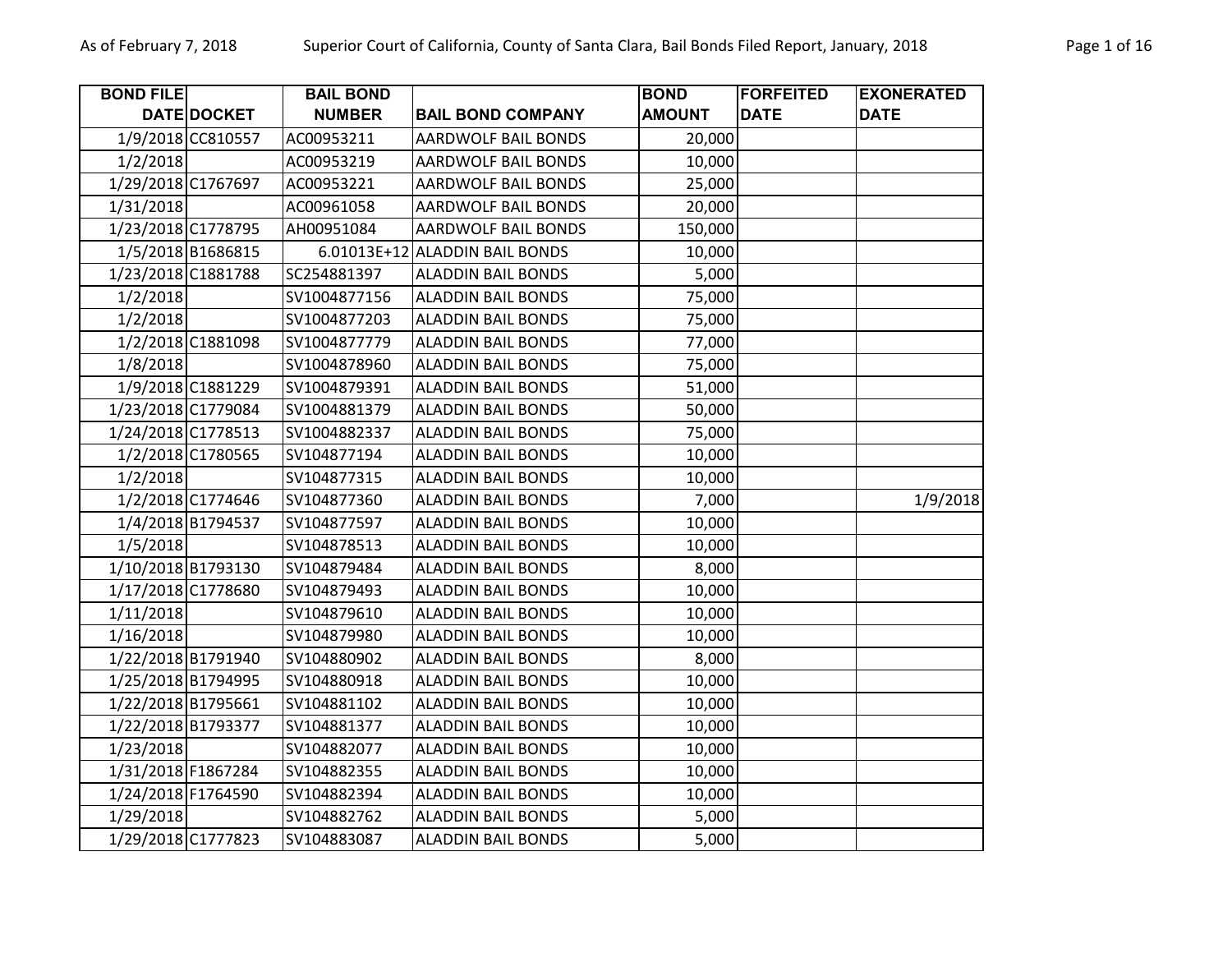| BOND FILE DATE | DOCKET | BAIL BOND NUMBER | BAIL BOND COMPANY | BOND AMOUNT | FORFEITED DATE | EXONERATED DATE |
|---|---|---|---|---|---|---|
| 1/9/2018 | CC810557 | AC00953211 | AARDWOLF BAIL BONDS | 20,000 | | |
| 1/2/2018 | | AC00953219 | AARDWOLF BAIL BONDS | 10,000 | | |
| 1/29/2018 | C1767697 | AC00953221 | AARDWOLF BAIL BONDS | 25,000 | | |
| 1/31/2018 | | AC00961058 | AARDWOLF BAIL BONDS | 20,000 | | |
| 1/23/2018 | C1778795 | AH00951084 | AARDWOLF BAIL BONDS | 150,000 | | |
| 1/5/2018 | B1686815 | 6.01013E+12 | ALADDIN BAIL BONDS | 10,000 | | |
| 1/23/2018 | C1881788 | SC254881397 | ALADDIN BAIL BONDS | 5,000 | | |
| 1/2/2018 | | SV1004877156 | ALADDIN BAIL BONDS | 75,000 | | |
| 1/2/2018 | | SV1004877203 | ALADDIN BAIL BONDS | 75,000 | | |
| 1/2/2018 | C1881098 | SV1004877779 | ALADDIN BAIL BONDS | 77,000 | | |
| 1/8/2018 | | SV1004878960 | ALADDIN BAIL BONDS | 75,000 | | |
| 1/9/2018 | C1881229 | SV1004879391 | ALADDIN BAIL BONDS | 51,000 | | |
| 1/23/2018 | C1779084 | SV1004881379 | ALADDIN BAIL BONDS | 50,000 | | |
| 1/24/2018 | C1778513 | SV1004882337 | ALADDIN BAIL BONDS | 75,000 | | |
| 1/2/2018 | C1780565 | SV104877194 | ALADDIN BAIL BONDS | 10,000 | | |
| 1/2/2018 | | SV104877315 | ALADDIN BAIL BONDS | 10,000 | | |
| 1/2/2018 | C1774646 | SV104877360 | ALADDIN BAIL BONDS | 7,000 | | 1/9/2018 |
| 1/4/2018 | B1794537 | SV104877597 | ALADDIN BAIL BONDS | 10,000 | | |
| 1/5/2018 | | SV104878513 | ALADDIN BAIL BONDS | 10,000 | | |
| 1/10/2018 | B1793130 | SV104879484 | ALADDIN BAIL BONDS | 8,000 | | |
| 1/17/2018 | C1778680 | SV104879493 | ALADDIN BAIL BONDS | 10,000 | | |
| 1/11/2018 | | SV104879610 | ALADDIN BAIL BONDS | 10,000 | | |
| 1/16/2018 | | SV104879980 | ALADDIN BAIL BONDS | 10,000 | | |
| 1/22/2018 | B1791940 | SV104880902 | ALADDIN BAIL BONDS | 8,000 | | |
| 1/25/2018 | B1794995 | SV104880918 | ALADDIN BAIL BONDS | 10,000 | | |
| 1/22/2018 | B1795661 | SV104881102 | ALADDIN BAIL BONDS | 10,000 | | |
| 1/22/2018 | B1793377 | SV104881377 | ALADDIN BAIL BONDS | 10,000 | | |
| 1/23/2018 | | SV104882077 | ALADDIN BAIL BONDS | 10,000 | | |
| 1/31/2018 | F1867284 | SV104882355 | ALADDIN BAIL BONDS | 10,000 | | |
| 1/24/2018 | F1764590 | SV104882394 | ALADDIN BAIL BONDS | 10,000 | | |
| 1/29/2018 | | SV104882762 | ALADDIN BAIL BONDS | 5,000 | | |
| 1/29/2018 | C1777823 | SV104883087 | ALADDIN BAIL BONDS | 5,000 | | |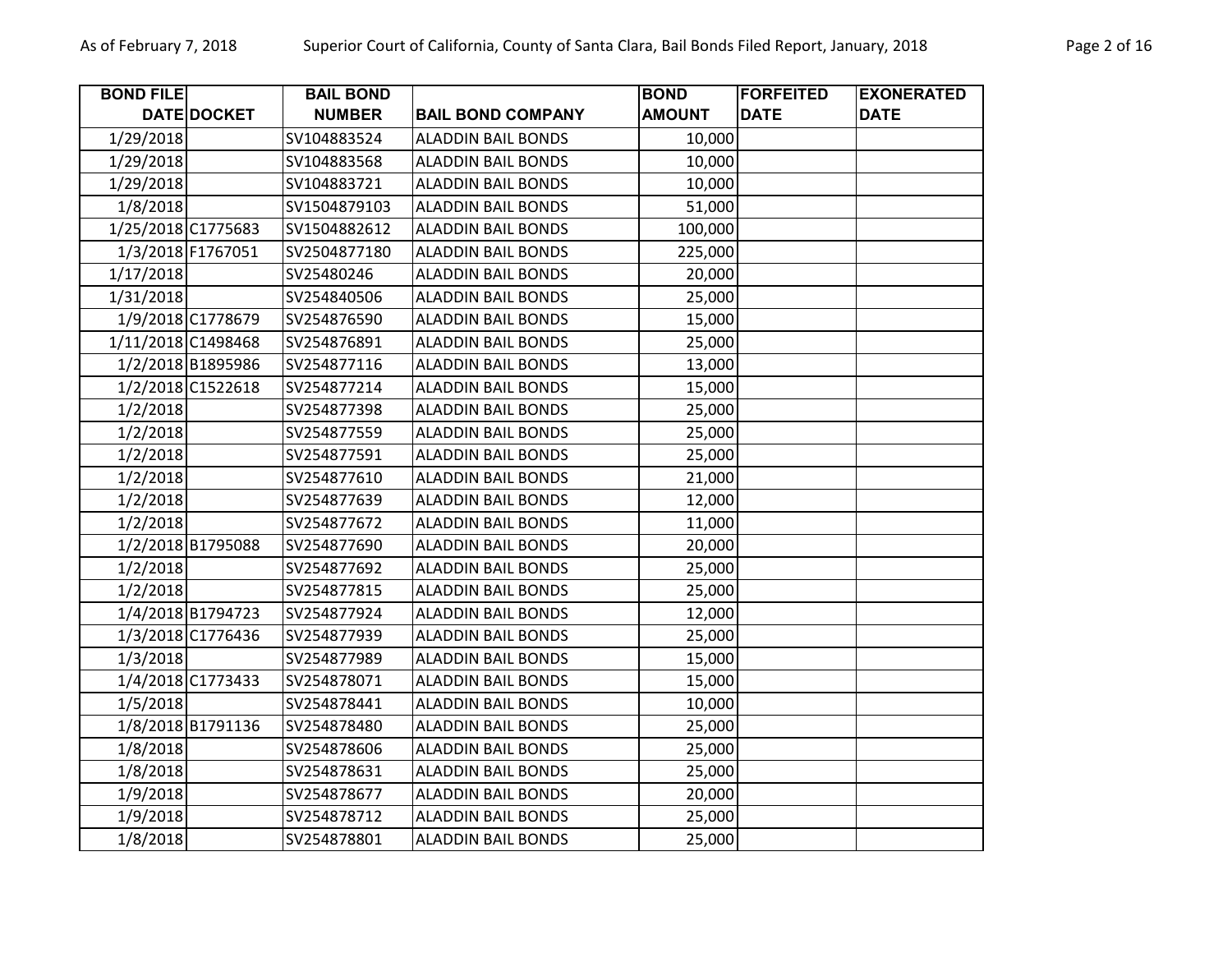| BOND FILE DATE | DOCKET | BAIL BOND NUMBER | BAIL BOND COMPANY | BOND AMOUNT | FORFEITED DATE | EXONERATED DATE |
|---|---|---|---|---|---|---|
| 1/29/2018 | | SV104883524 | ALADDIN BAIL BONDS | 10,000 | | |
| 1/29/2018 | | SV104883568 | ALADDIN BAIL BONDS | 10,000 | | |
| 1/29/2018 | | SV104883721 | ALADDIN BAIL BONDS | 10,000 | | |
| 1/8/2018 | | SV1504879103 | ALADDIN BAIL BONDS | 51,000 | | |
| 1/25/2018 | C1775683 | SV1504882612 | ALADDIN BAIL BONDS | 100,000 | | |
| 1/3/2018 | F1767051 | SV2504877180 | ALADDIN BAIL BONDS | 225,000 | | |
| 1/17/2018 | | SV25480246 | ALADDIN BAIL BONDS | 20,000 | | |
| 1/31/2018 | | SV254840506 | ALADDIN BAIL BONDS | 25,000 | | |
| 1/9/2018 | C1778679 | SV254876590 | ALADDIN BAIL BONDS | 15,000 | | |
| 1/11/2018 | C1498468 | SV254876891 | ALADDIN BAIL BONDS | 25,000 | | |
| 1/2/2018 | B1895986 | SV254877116 | ALADDIN BAIL BONDS | 13,000 | | |
| 1/2/2018 | C1522618 | SV254877214 | ALADDIN BAIL BONDS | 15,000 | | |
| 1/2/2018 | | SV254877398 | ALADDIN BAIL BONDS | 25,000 | | |
| 1/2/2018 | | SV254877559 | ALADDIN BAIL BONDS | 25,000 | | |
| 1/2/2018 | | SV254877591 | ALADDIN BAIL BONDS | 25,000 | | |
| 1/2/2018 | | SV254877610 | ALADDIN BAIL BONDS | 21,000 | | |
| 1/2/2018 | | SV254877639 | ALADDIN BAIL BONDS | 12,000 | | |
| 1/2/2018 | | SV254877672 | ALADDIN BAIL BONDS | 11,000 | | |
| 1/2/2018 | B1795088 | SV254877690 | ALADDIN BAIL BONDS | 20,000 | | |
| 1/2/2018 | | SV254877692 | ALADDIN BAIL BONDS | 25,000 | | |
| 1/2/2018 | | SV254877815 | ALADDIN BAIL BONDS | 25,000 | | |
| 1/4/2018 | B1794723 | SV254877924 | ALADDIN BAIL BONDS | 12,000 | | |
| 1/3/2018 | C1776436 | SV254877939 | ALADDIN BAIL BONDS | 25,000 | | |
| 1/3/2018 | | SV254877989 | ALADDIN BAIL BONDS | 15,000 | | |
| 1/4/2018 | C1773433 | SV254878071 | ALADDIN BAIL BONDS | 15,000 | | |
| 1/5/2018 | | SV254878441 | ALADDIN BAIL BONDS | 10,000 | | |
| 1/8/2018 | B1791136 | SV254878480 | ALADDIN BAIL BONDS | 25,000 | | |
| 1/8/2018 | | SV254878606 | ALADDIN BAIL BONDS | 25,000 | | |
| 1/8/2018 | | SV254878631 | ALADDIN BAIL BONDS | 25,000 | | |
| 1/9/2018 | | SV254878677 | ALADDIN BAIL BONDS | 20,000 | | |
| 1/9/2018 | | SV254878712 | ALADDIN BAIL BONDS | 25,000 | | |
| 1/8/2018 | | SV254878801 | ALADDIN BAIL BONDS | 25,000 | | |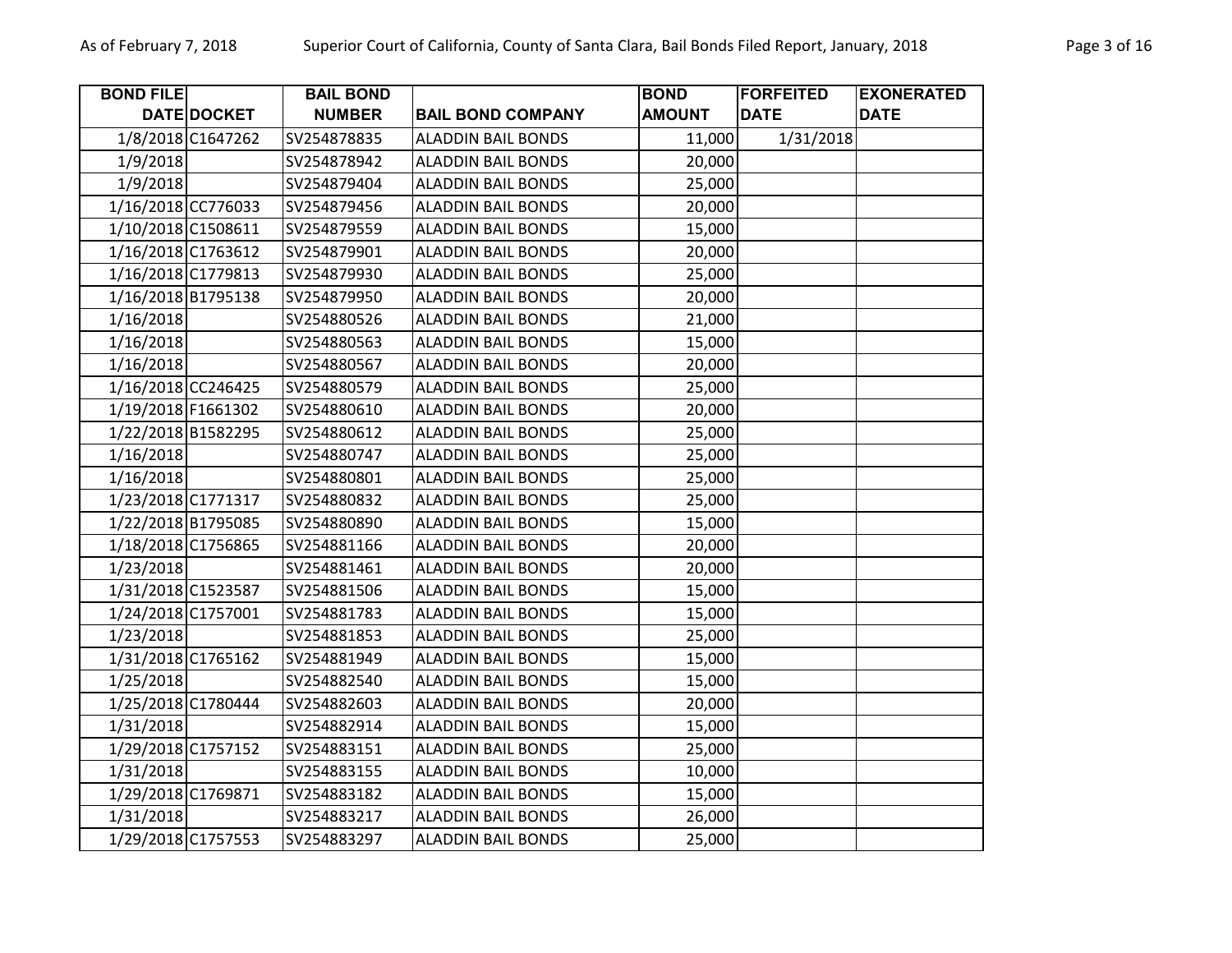| BOND FILE DATE | DOCKET | BAIL BOND NUMBER | BAIL BOND COMPANY | BOND AMOUNT | FORFEITED DATE | EXONERATED DATE |
|---|---|---|---|---|---|---|
| 1/8/2018 | C1647262 | SV254878835 | ALADDIN BAIL BONDS | 11,000 | 1/31/2018 | |
| 1/9/2018 | | SV254878942 | ALADDIN BAIL BONDS | 20,000 | | |
| 1/9/2018 | | SV254879404 | ALADDIN BAIL BONDS | 25,000 | | |
| 1/16/2018 | CC776033 | SV254879456 | ALADDIN BAIL BONDS | 20,000 | | |
| 1/10/2018 | C1508611 | SV254879559 | ALADDIN BAIL BONDS | 15,000 | | |
| 1/16/2018 | C1763612 | SV254879901 | ALADDIN BAIL BONDS | 20,000 | | |
| 1/16/2018 | C1779813 | SV254879930 | ALADDIN BAIL BONDS | 25,000 | | |
| 1/16/2018 | B1795138 | SV254879950 | ALADDIN BAIL BONDS | 20,000 | | |
| 1/16/2018 | | SV254880526 | ALADDIN BAIL BONDS | 21,000 | | |
| 1/16/2018 | | SV254880563 | ALADDIN BAIL BONDS | 15,000 | | |
| 1/16/2018 | | SV254880567 | ALADDIN BAIL BONDS | 20,000 | | |
| 1/16/2018 | CC246425 | SV254880579 | ALADDIN BAIL BONDS | 25,000 | | |
| 1/19/2018 | F1661302 | SV254880610 | ALADDIN BAIL BONDS | 20,000 | | |
| 1/22/2018 | B1582295 | SV254880612 | ALADDIN BAIL BONDS | 25,000 | | |
| 1/16/2018 | | SV254880747 | ALADDIN BAIL BONDS | 25,000 | | |
| 1/16/2018 | | SV254880801 | ALADDIN BAIL BONDS | 25,000 | | |
| 1/23/2018 | C1771317 | SV254880832 | ALADDIN BAIL BONDS | 25,000 | | |
| 1/22/2018 | B1795085 | SV254880890 | ALADDIN BAIL BONDS | 15,000 | | |
| 1/18/2018 | C1756865 | SV254881166 | ALADDIN BAIL BONDS | 20,000 | | |
| 1/23/2018 | | SV254881461 | ALADDIN BAIL BONDS | 20,000 | | |
| 1/31/2018 | C1523587 | SV254881506 | ALADDIN BAIL BONDS | 15,000 | | |
| 1/24/2018 | C1757001 | SV254881783 | ALADDIN BAIL BONDS | 15,000 | | |
| 1/23/2018 | | SV254881853 | ALADDIN BAIL BONDS | 25,000 | | |
| 1/31/2018 | C1765162 | SV254881949 | ALADDIN BAIL BONDS | 15,000 | | |
| 1/25/2018 | | SV254882540 | ALADDIN BAIL BONDS | 15,000 | | |
| 1/25/2018 | C1780444 | SV254882603 | ALADDIN BAIL BONDS | 20,000 | | |
| 1/31/2018 | | SV254882914 | ALADDIN BAIL BONDS | 15,000 | | |
| 1/29/2018 | C1757152 | SV254883151 | ALADDIN BAIL BONDS | 25,000 | | |
| 1/31/2018 | | SV254883155 | ALADDIN BAIL BONDS | 10,000 | | |
| 1/29/2018 | C1769871 | SV254883182 | ALADDIN BAIL BONDS | 15,000 | | |
| 1/31/2018 | | SV254883217 | ALADDIN BAIL BONDS | 26,000 | | |
| 1/29/2018 | C1757553 | SV254883297 | ALADDIN BAIL BONDS | 25,000 | | |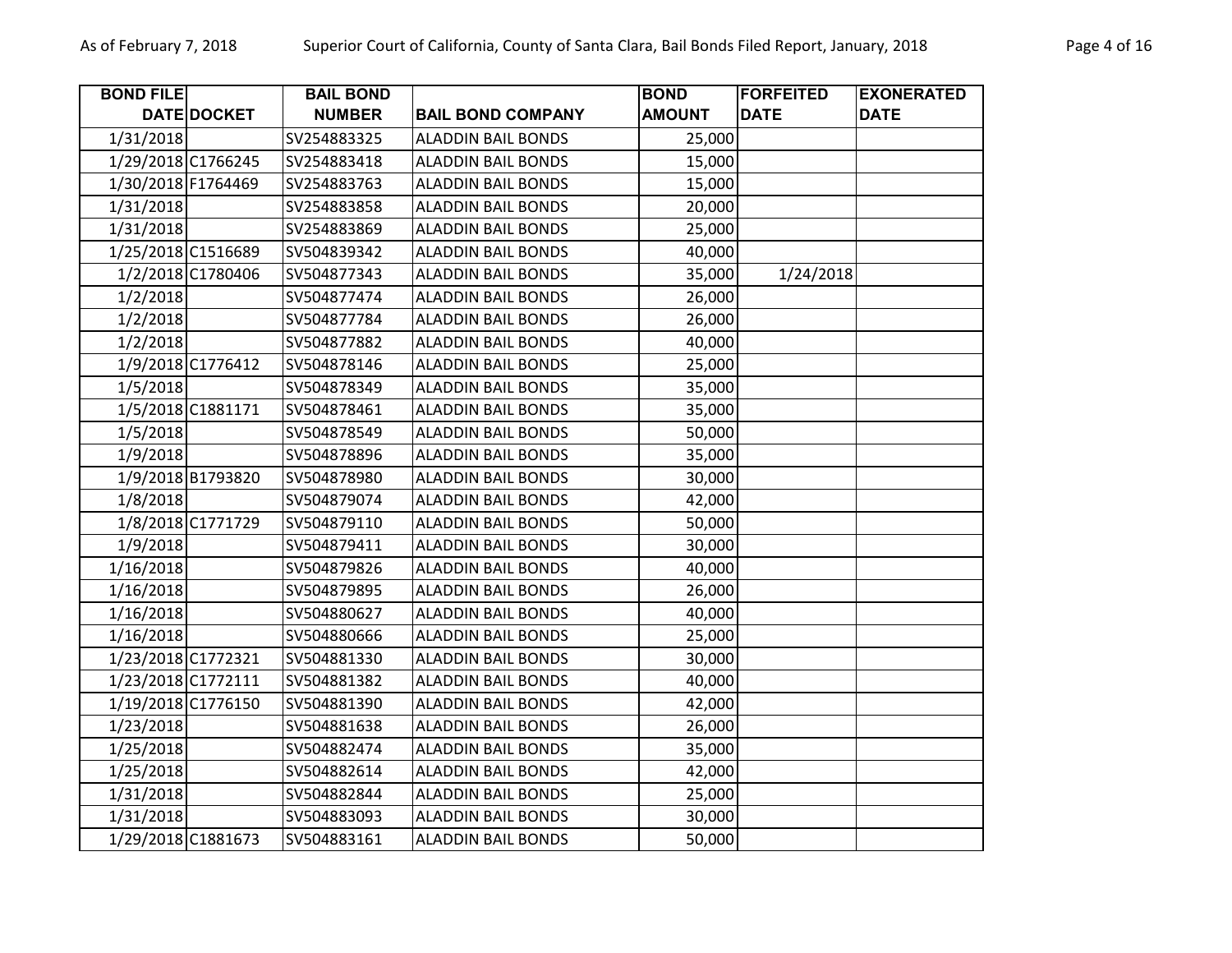| BOND FILE DATE | DOCKET | BAIL BOND NUMBER | BAIL BOND COMPANY | BOND AMOUNT | FORFEITED DATE | EXONERATED DATE |
|---|---|---|---|---|---|---|
| 1/31/2018 | | SV254883325 | ALADDIN BAIL BONDS | 25,000 | | |
| 1/29/2018 | C1766245 | SV254883418 | ALADDIN BAIL BONDS | 15,000 | | |
| 1/30/2018 | F1764469 | SV254883763 | ALADDIN BAIL BONDS | 15,000 | | |
| 1/31/2018 | | SV254883858 | ALADDIN BAIL BONDS | 20,000 | | |
| 1/31/2018 | | SV254883869 | ALADDIN BAIL BONDS | 25,000 | | |
| 1/25/2018 | C1516689 | SV504839342 | ALADDIN BAIL BONDS | 40,000 | | |
| 1/2/2018 | C1780406 | SV504877343 | ALADDIN BAIL BONDS | 35,000 | 1/24/2018 | |
| 1/2/2018 | | SV504877474 | ALADDIN BAIL BONDS | 26,000 | | |
| 1/2/2018 | | SV504877784 | ALADDIN BAIL BONDS | 26,000 | | |
| 1/2/2018 | | SV504877882 | ALADDIN BAIL BONDS | 40,000 | | |
| 1/9/2018 | C1776412 | SV504878146 | ALADDIN BAIL BONDS | 25,000 | | |
| 1/5/2018 | | SV504878349 | ALADDIN BAIL BONDS | 35,000 | | |
| 1/5/2018 | C1881171 | SV504878461 | ALADDIN BAIL BONDS | 35,000 | | |
| 1/5/2018 | | SV504878549 | ALADDIN BAIL BONDS | 50,000 | | |
| 1/9/2018 | | SV504878896 | ALADDIN BAIL BONDS | 35,000 | | |
| 1/9/2018 | B1793820 | SV504878980 | ALADDIN BAIL BONDS | 30,000 | | |
| 1/8/2018 | | SV504879074 | ALADDIN BAIL BONDS | 42,000 | | |
| 1/8/2018 | C1771729 | SV504879110 | ALADDIN BAIL BONDS | 50,000 | | |
| 1/9/2018 | | SV504879411 | ALADDIN BAIL BONDS | 30,000 | | |
| 1/16/2018 | | SV504879826 | ALADDIN BAIL BONDS | 40,000 | | |
| 1/16/2018 | | SV504879895 | ALADDIN BAIL BONDS | 26,000 | | |
| 1/16/2018 | | SV504880627 | ALADDIN BAIL BONDS | 40,000 | | |
| 1/16/2018 | | SV504880666 | ALADDIN BAIL BONDS | 25,000 | | |
| 1/23/2018 | C1772321 | SV504881330 | ALADDIN BAIL BONDS | 30,000 | | |
| 1/23/2018 | C1772111 | SV504881382 | ALADDIN BAIL BONDS | 40,000 | | |
| 1/19/2018 | C1776150 | SV504881390 | ALADDIN BAIL BONDS | 42,000 | | |
| 1/23/2018 | | SV504881638 | ALADDIN BAIL BONDS | 26,000 | | |
| 1/25/2018 | | SV504882474 | ALADDIN BAIL BONDS | 35,000 | | |
| 1/25/2018 | | SV504882614 | ALADDIN BAIL BONDS | 42,000 | | |
| 1/31/2018 | | SV504882844 | ALADDIN BAIL BONDS | 25,000 | | |
| 1/31/2018 | | SV504883093 | ALADDIN BAIL BONDS | 30,000 | | |
| 1/29/2018 | C1881673 | SV504883161 | ALADDIN BAIL BONDS | 50,000 | | |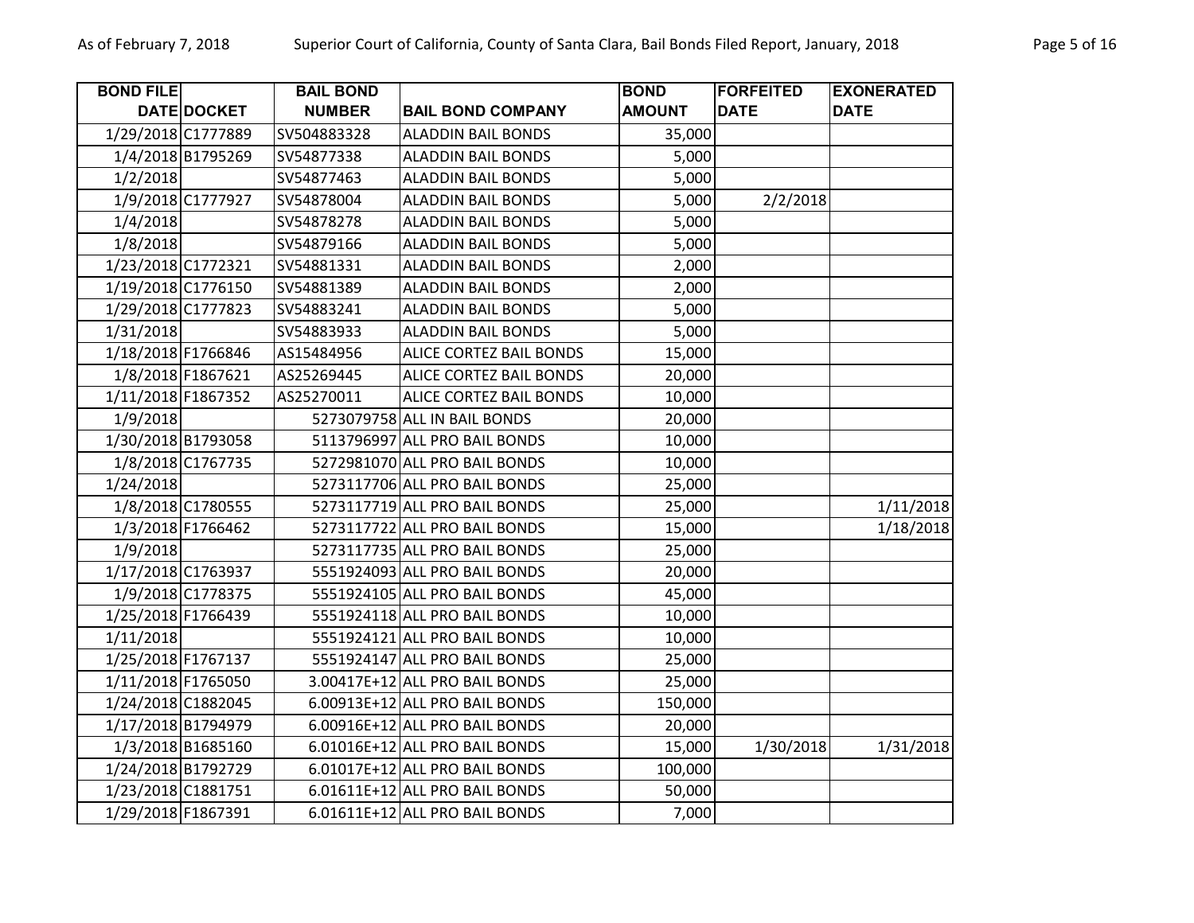| BOND FILE DATE | DOCKET | BAIL BOND NUMBER | BAIL BOND COMPANY | BOND AMOUNT | FORFEITED DATE | EXONERATED DATE |
|---|---|---|---|---|---|---|
| 1/29/2018 | C1777889 | SV504883328 | ALADDIN BAIL BONDS | 35,000 | | |
| 1/4/2018 | B1795269 | SV54877338 | ALADDIN BAIL BONDS | 5,000 | | |
| 1/2/2018 | | SV54877463 | ALADDIN BAIL BONDS | 5,000 | | |
| 1/9/2018 | C1777927 | SV54878004 | ALADDIN BAIL BONDS | 5,000 | 2/2/2018 | |
| 1/4/2018 | | SV54878278 | ALADDIN BAIL BONDS | 5,000 | | |
| 1/8/2018 | | SV54879166 | ALADDIN BAIL BONDS | 5,000 | | |
| 1/23/2018 | C1772321 | SV54881331 | ALADDIN BAIL BONDS | 2,000 | | |
| 1/19/2018 | C1776150 | SV54881389 | ALADDIN BAIL BONDS | 2,000 | | |
| 1/29/2018 | C1777823 | SV54883241 | ALADDIN BAIL BONDS | 5,000 | | |
| 1/31/2018 | | SV54883933 | ALADDIN BAIL BONDS | 5,000 | | |
| 1/18/2018 | F1766846 | AS15484956 | ALICE CORTEZ BAIL BONDS | 15,000 | | |
| 1/8/2018 | F1867621 | AS25269445 | ALICE CORTEZ BAIL BONDS | 20,000 | | |
| 1/11/2018 | F1867352 | AS25270011 | ALICE CORTEZ BAIL BONDS | 10,000 | | |
| 1/9/2018 | | 5273079758 | ALL IN BAIL BONDS | 20,000 | | |
| 1/30/2018 | B1793058 | 5113796997 | ALL PRO BAIL BONDS | 10,000 | | |
| 1/8/2018 | C1767735 | 5272981070 | ALL PRO BAIL BONDS | 10,000 | | |
| 1/24/2018 | | 5273117706 | ALL PRO BAIL BONDS | 25,000 | | |
| 1/8/2018 | C1780555 | 5273117719 | ALL PRO BAIL BONDS | 25,000 | | 1/11/2018 |
| 1/3/2018 | F1766462 | 5273117722 | ALL PRO BAIL BONDS | 15,000 | | 1/18/2018 |
| 1/9/2018 | | 5273117735 | ALL PRO BAIL BONDS | 25,000 | | |
| 1/17/2018 | C1763937 | 5551924093 | ALL PRO BAIL BONDS | 20,000 | | |
| 1/9/2018 | C1778375 | 5551924105 | ALL PRO BAIL BONDS | 45,000 | | |
| 1/25/2018 | F1766439 | 5551924118 | ALL PRO BAIL BONDS | 10,000 | | |
| 1/11/2018 | | 5551924121 | ALL PRO BAIL BONDS | 10,000 | | |
| 1/25/2018 | F1767137 | 5551924147 | ALL PRO BAIL BONDS | 25,000 | | |
| 1/11/2018 | F1765050 | 3.00417E+12 | ALL PRO BAIL BONDS | 25,000 | | |
| 1/24/2018 | C1882045 | 6.00913E+12 | ALL PRO BAIL BONDS | 150,000 | | |
| 1/17/2018 | B1794979 | 6.00916E+12 | ALL PRO BAIL BONDS | 20,000 | | |
| 1/3/2018 | B1685160 | 6.01016E+12 | ALL PRO BAIL BONDS | 15,000 | 1/30/2018 | 1/31/2018 |
| 1/24/2018 | B1792729 | 6.01017E+12 | ALL PRO BAIL BONDS | 100,000 | | |
| 1/23/2018 | C1881751 | 6.01611E+12 | ALL PRO BAIL BONDS | 50,000 | | |
| 1/29/2018 | F1867391 | 6.01611E+12 | ALL PRO BAIL BONDS | 7,000 | | |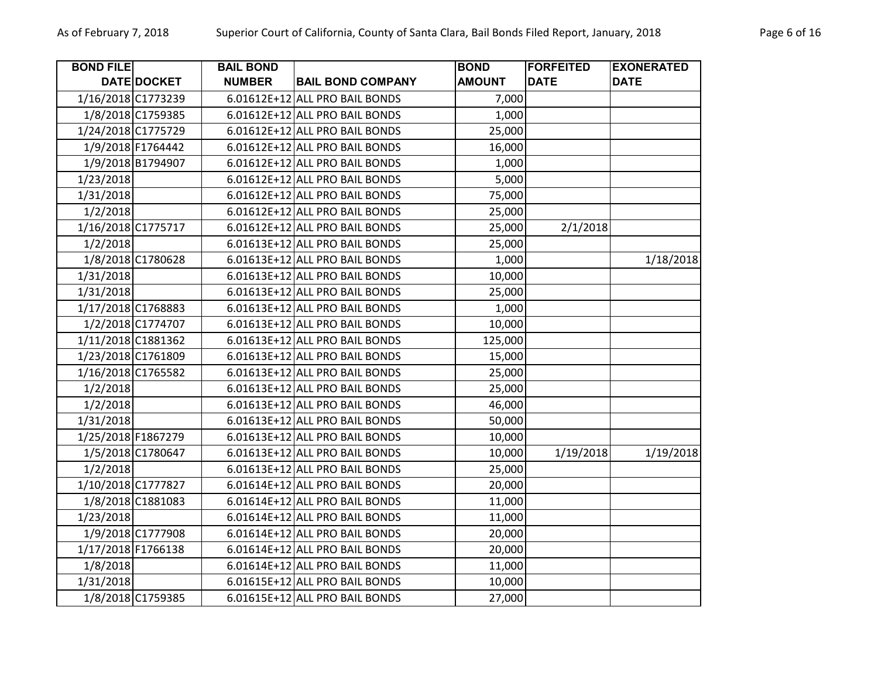| BOND FILE DATE | DOCKET | BAIL BOND NUMBER | BAIL BOND COMPANY | BOND AMOUNT | FORFEITED DATE | EXONERATED DATE |
|---|---|---|---|---|---|---|
| 1/16/2018 | C1773239 | 6.01612E+12 | ALL PRO BAIL BONDS | 7,000 | | |
| 1/8/2018 | C1759385 | 6.01612E+12 | ALL PRO BAIL BONDS | 1,000 | | |
| 1/24/2018 | C1775729 | 6.01612E+12 | ALL PRO BAIL BONDS | 25,000 | | |
| 1/9/2018 | F1764442 | 6.01612E+12 | ALL PRO BAIL BONDS | 16,000 | | |
| 1/9/2018 | B1794907 | 6.01612E+12 | ALL PRO BAIL BONDS | 1,000 | | |
| 1/23/2018 | | 6.01612E+12 | ALL PRO BAIL BONDS | 5,000 | | |
| 1/31/2018 | | 6.01612E+12 | ALL PRO BAIL BONDS | 75,000 | | |
| 1/2/2018 | | 6.01612E+12 | ALL PRO BAIL BONDS | 25,000 | | |
| 1/16/2018 | C1775717 | 6.01612E+12 | ALL PRO BAIL BONDS | 25,000 | 2/1/2018 | |
| 1/2/2018 | | 6.01613E+12 | ALL PRO BAIL BONDS | 25,000 | | |
| 1/8/2018 | C1780628 | 6.01613E+12 | ALL PRO BAIL BONDS | 1,000 | | 1/18/2018 |
| 1/31/2018 | | 6.01613E+12 | ALL PRO BAIL BONDS | 10,000 | | |
| 1/31/2018 | | 6.01613E+12 | ALL PRO BAIL BONDS | 25,000 | | |
| 1/17/2018 | C1768883 | 6.01613E+12 | ALL PRO BAIL BONDS | 1,000 | | |
| 1/2/2018 | C1774707 | 6.01613E+12 | ALL PRO BAIL BONDS | 10,000 | | |
| 1/11/2018 | C1881362 | 6.01613E+12 | ALL PRO BAIL BONDS | 125,000 | | |
| 1/23/2018 | C1761809 | 6.01613E+12 | ALL PRO BAIL BONDS | 15,000 | | |
| 1/16/2018 | C1765582 | 6.01613E+12 | ALL PRO BAIL BONDS | 25,000 | | |
| 1/2/2018 | | 6.01613E+12 | ALL PRO BAIL BONDS | 25,000 | | |
| 1/2/2018 | | 6.01613E+12 | ALL PRO BAIL BONDS | 46,000 | | |
| 1/31/2018 | | 6.01613E+12 | ALL PRO BAIL BONDS | 50,000 | | |
| 1/25/2018 | F1867279 | 6.01613E+12 | ALL PRO BAIL BONDS | 10,000 | | |
| 1/5/2018 | C1780647 | 6.01613E+12 | ALL PRO BAIL BONDS | 10,000 | 1/19/2018 | 1/19/2018 |
| 1/2/2018 | | 6.01613E+12 | ALL PRO BAIL BONDS | 25,000 | | |
| 1/10/2018 | C1777827 | 6.01614E+12 | ALL PRO BAIL BONDS | 20,000 | | |
| 1/8/2018 | C1881083 | 6.01614E+12 | ALL PRO BAIL BONDS | 11,000 | | |
| 1/23/2018 | | 6.01614E+12 | ALL PRO BAIL BONDS | 11,000 | | |
| 1/9/2018 | C1777908 | 6.01614E+12 | ALL PRO BAIL BONDS | 20,000 | | |
| 1/17/2018 | F1766138 | 6.01614E+12 | ALL PRO BAIL BONDS | 20,000 | | |
| 1/8/2018 | | 6.01614E+12 | ALL PRO BAIL BONDS | 11,000 | | |
| 1/31/2018 | | 6.01615E+12 | ALL PRO BAIL BONDS | 10,000 | | |
| 1/8/2018 | C1759385 | 6.01615E+12 | ALL PRO BAIL BONDS | 27,000 | | |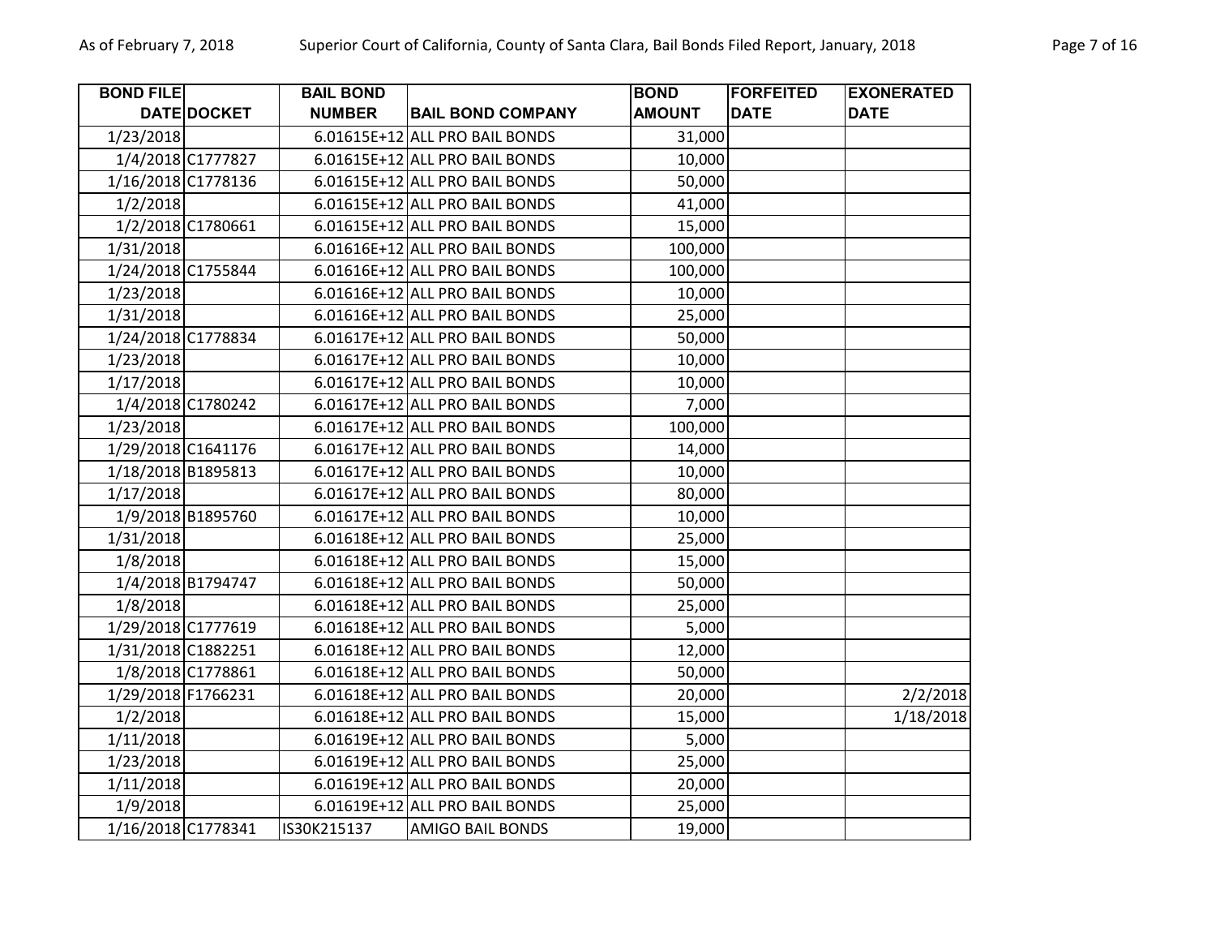| BOND FILE DATE | DOCKET | BAIL BOND NUMBER | BAIL BOND COMPANY | BOND AMOUNT | FORFEITED DATE | EXONERATED DATE |
|---|---|---|---|---|---|---|
| 1/23/2018 | | 6.01615E+12 | ALL PRO BAIL BONDS | 31,000 | | |
| 1/4/2018 | C1777827 | 6.01615E+12 | ALL PRO BAIL BONDS | 10,000 | | |
| 1/16/2018 | C1778136 | 6.01615E+12 | ALL PRO BAIL BONDS | 50,000 | | |
| 1/2/2018 | | 6.01615E+12 | ALL PRO BAIL BONDS | 41,000 | | |
| 1/2/2018 | C1780661 | 6.01615E+12 | ALL PRO BAIL BONDS | 15,000 | | |
| 1/31/2018 | | 6.01616E+12 | ALL PRO BAIL BONDS | 100,000 | | |
| 1/24/2018 | C1755844 | 6.01616E+12 | ALL PRO BAIL BONDS | 100,000 | | |
| 1/23/2018 | | 6.01616E+12 | ALL PRO BAIL BONDS | 10,000 | | |
| 1/31/2018 | | 6.01616E+12 | ALL PRO BAIL BONDS | 25,000 | | |
| 1/24/2018 | C1778834 | 6.01617E+12 | ALL PRO BAIL BONDS | 50,000 | | |
| 1/23/2018 | | 6.01617E+12 | ALL PRO BAIL BONDS | 10,000 | | |
| 1/17/2018 | | 6.01617E+12 | ALL PRO BAIL BONDS | 10,000 | | |
| 1/4/2018 | C1780242 | 6.01617E+12 | ALL PRO BAIL BONDS | 7,000 | | |
| 1/23/2018 | | 6.01617E+12 | ALL PRO BAIL BONDS | 100,000 | | |
| 1/29/2018 | C1641176 | 6.01617E+12 | ALL PRO BAIL BONDS | 14,000 | | |
| 1/18/2018 | B1895813 | 6.01617E+12 | ALL PRO BAIL BONDS | 10,000 | | |
| 1/17/2018 | | 6.01617E+12 | ALL PRO BAIL BONDS | 80,000 | | |
| 1/9/2018 | B1895760 | 6.01617E+12 | ALL PRO BAIL BONDS | 10,000 | | |
| 1/31/2018 | | 6.01618E+12 | ALL PRO BAIL BONDS | 25,000 | | |
| 1/8/2018 | | 6.01618E+12 | ALL PRO BAIL BONDS | 15,000 | | |
| 1/4/2018 | B1794747 | 6.01618E+12 | ALL PRO BAIL BONDS | 50,000 | | |
| 1/8/2018 | | 6.01618E+12 | ALL PRO BAIL BONDS | 25,000 | | |
| 1/29/2018 | C1777619 | 6.01618E+12 | ALL PRO BAIL BONDS | 5,000 | | |
| 1/31/2018 | C1882251 | 6.01618E+12 | ALL PRO BAIL BONDS | 12,000 | | |
| 1/8/2018 | C1778861 | 6.01618E+12 | ALL PRO BAIL BONDS | 50,000 | | |
| 1/29/2018 | F1766231 | 6.01618E+12 | ALL PRO BAIL BONDS | 20,000 | | 2/2/2018 |
| 1/2/2018 | | 6.01618E+12 | ALL PRO BAIL BONDS | 15,000 | | 1/18/2018 |
| 1/11/2018 | | 6.01619E+12 | ALL PRO BAIL BONDS | 5,000 | | |
| 1/23/2018 | | 6.01619E+12 | ALL PRO BAIL BONDS | 25,000 | | |
| 1/11/2018 | | 6.01619E+12 | ALL PRO BAIL BONDS | 20,000 | | |
| 1/9/2018 | | 6.01619E+12 | ALL PRO BAIL BONDS | 25,000 | | |
| 1/16/2018 | C1778341 | IS30K215137 | AMIGO BAIL BONDS | 19,000 | | |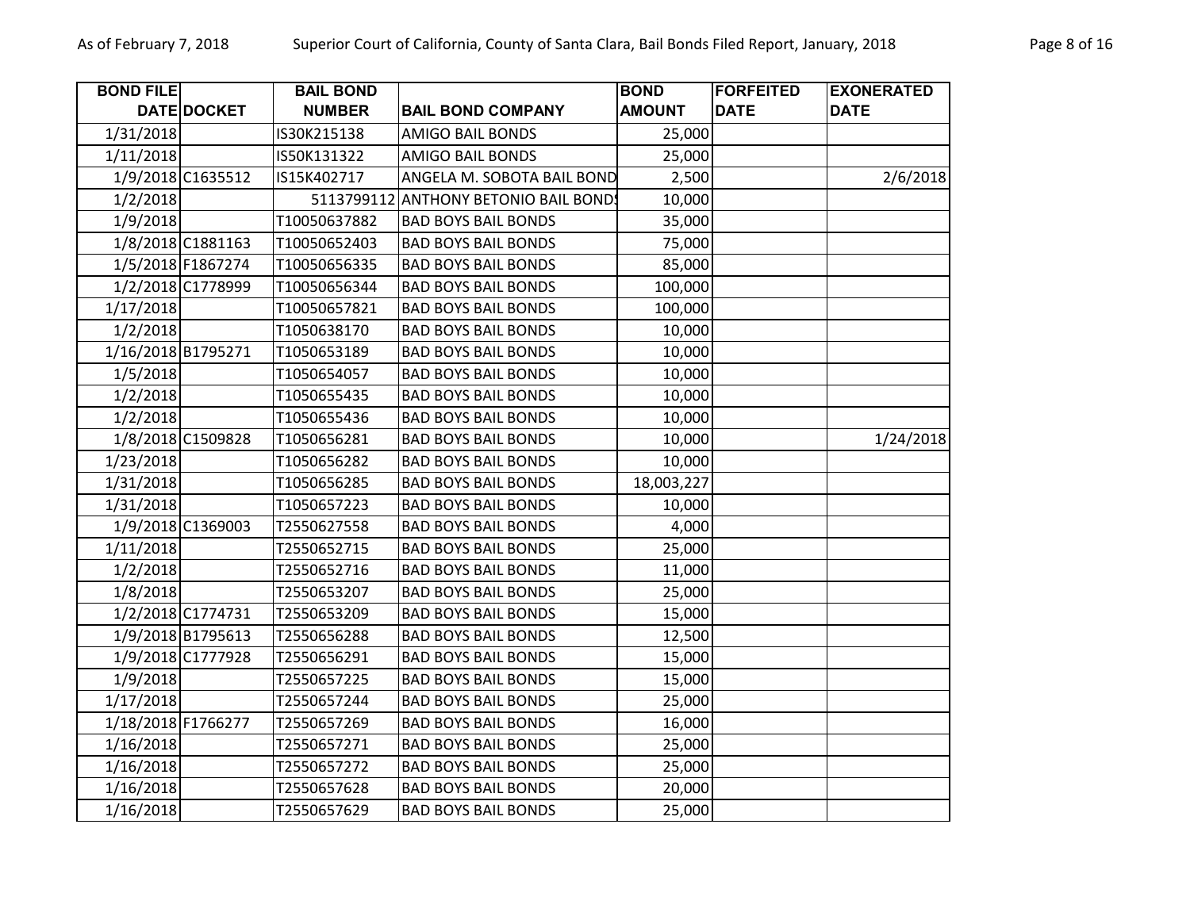| BOND FILE DATE | DOCKET | BAIL BOND NUMBER | BAIL BOND COMPANY | BOND AMOUNT | FORFEITED DATE | EXONERATED DATE |
|---|---|---|---|---|---|---|
| 1/31/2018 | | IS30K215138 | AMIGO BAIL BONDS | 25,000 | | |
| 1/11/2018 | | IS50K131322 | AMIGO BAIL BONDS | 25,000 | | |
| 1/9/2018 | C1635512 | IS15K402717 | ANGELA M. SOBOTA BAIL BOND | 2,500 | | 2/6/2018 |
| 1/2/2018 | | 5113799112 | ANTHONY BETONIO BAIL BONDS | 10,000 | | |
| 1/9/2018 | | T10050637882 | BAD BOYS BAIL BONDS | 35,000 | | |
| 1/8/2018 | C1881163 | T10050652403 | BAD BOYS BAIL BONDS | 75,000 | | |
| 1/5/2018 | F1867274 | T10050656335 | BAD BOYS BAIL BONDS | 85,000 | | |
| 1/2/2018 | C1778999 | T10050656344 | BAD BOYS BAIL BONDS | 100,000 | | |
| 1/17/2018 | | T10050657821 | BAD BOYS BAIL BONDS | 100,000 | | |
| 1/2/2018 | | T1050638170 | BAD BOYS BAIL BONDS | 10,000 | | |
| 1/16/2018 | B1795271 | T1050653189 | BAD BOYS BAIL BONDS | 10,000 | | |
| 1/5/2018 | | T1050654057 | BAD BOYS BAIL BONDS | 10,000 | | |
| 1/2/2018 | | T1050655435 | BAD BOYS BAIL BONDS | 10,000 | | |
| 1/2/2018 | | T1050655436 | BAD BOYS BAIL BONDS | 10,000 | | |
| 1/8/2018 | C1509828 | T1050656281 | BAD BOYS BAIL BONDS | 10,000 | | 1/24/2018 |
| 1/23/2018 | | T1050656282 | BAD BOYS BAIL BONDS | 10,000 | | |
| 1/31/2018 | | T1050656285 | BAD BOYS BAIL BONDS | 18,003,227 | | |
| 1/31/2018 | | T1050657223 | BAD BOYS BAIL BONDS | 10,000 | | |
| 1/9/2018 | C1369003 | T2550627558 | BAD BOYS BAIL BONDS | 4,000 | | |
| 1/11/2018 | | T2550652715 | BAD BOYS BAIL BONDS | 25,000 | | |
| 1/2/2018 | | T2550652716 | BAD BOYS BAIL BONDS | 11,000 | | |
| 1/8/2018 | | T2550653207 | BAD BOYS BAIL BONDS | 25,000 | | |
| 1/2/2018 | C1774731 | T2550653209 | BAD BOYS BAIL BONDS | 15,000 | | |
| 1/9/2018 | B1795613 | T2550656288 | BAD BOYS BAIL BONDS | 12,500 | | |
| 1/9/2018 | C1777928 | T2550656291 | BAD BOYS BAIL BONDS | 15,000 | | |
| 1/9/2018 | | T2550657225 | BAD BOYS BAIL BONDS | 15,000 | | |
| 1/17/2018 | | T2550657244 | BAD BOYS BAIL BONDS | 25,000 | | |
| 1/18/2018 | F1766277 | T2550657269 | BAD BOYS BAIL BONDS | 16,000 | | |
| 1/16/2018 | | T2550657271 | BAD BOYS BAIL BONDS | 25,000 | | |
| 1/16/2018 | | T2550657272 | BAD BOYS BAIL BONDS | 25,000 | | |
| 1/16/2018 | | T2550657628 | BAD BOYS BAIL BONDS | 20,000 | | |
| 1/16/2018 | | T2550657629 | BAD BOYS BAIL BONDS | 25,000 | | |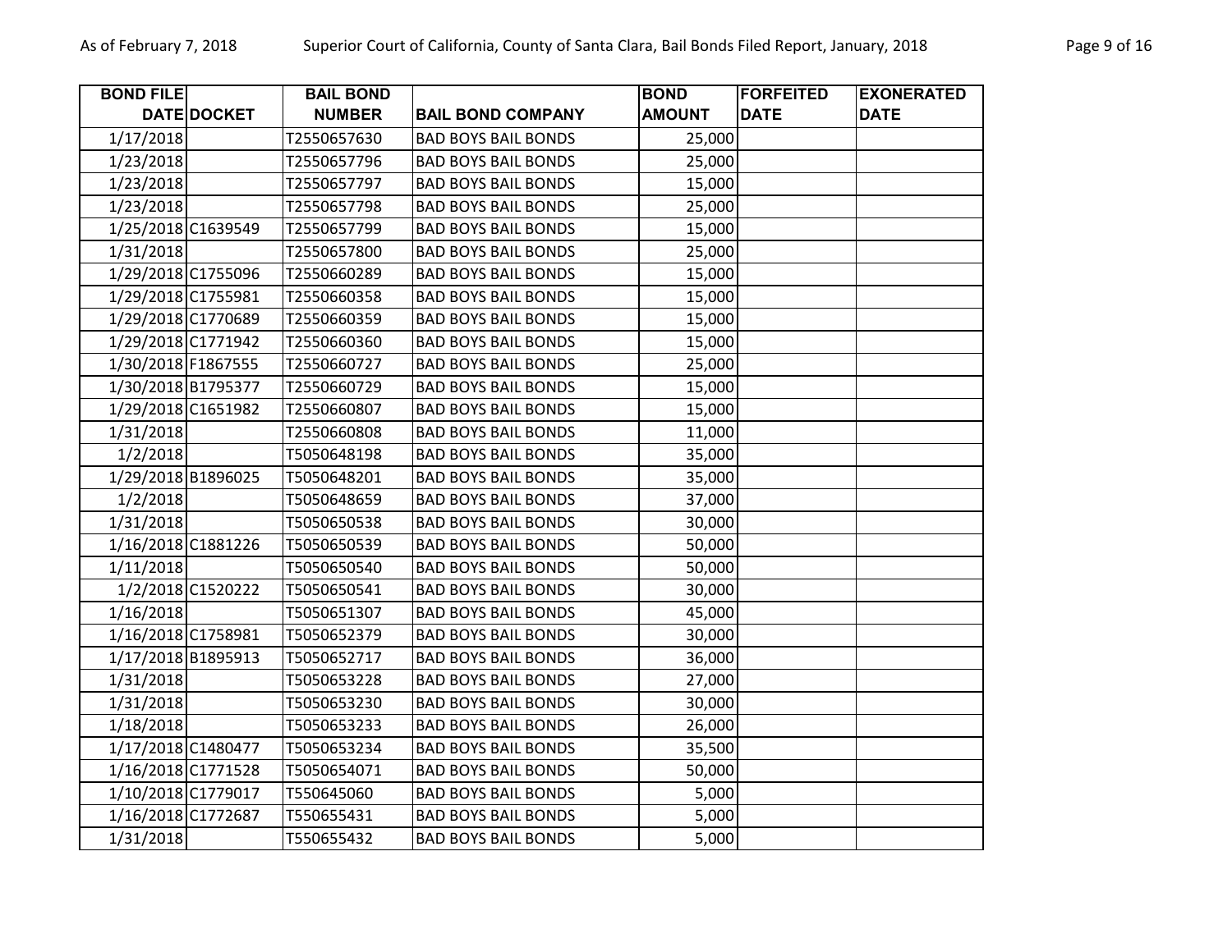| BOND FILE DATE | DOCKET | BAIL BOND NUMBER | BAIL BOND COMPANY | BOND AMOUNT | FORFEITED DATE | EXONERATED DATE |
|---|---|---|---|---|---|---|
| 1/17/2018 | | T2550657630 | BAD BOYS BAIL BONDS | 25,000 | | |
| 1/23/2018 | | T2550657796 | BAD BOYS BAIL BONDS | 25,000 | | |
| 1/23/2018 | | T2550657797 | BAD BOYS BAIL BONDS | 15,000 | | |
| 1/23/2018 | | T2550657798 | BAD BOYS BAIL BONDS | 25,000 | | |
| 1/25/2018 | C1639549 | T2550657799 | BAD BOYS BAIL BONDS | 15,000 | | |
| 1/31/2018 | | T2550657800 | BAD BOYS BAIL BONDS | 25,000 | | |
| 1/29/2018 | C1755096 | T2550660289 | BAD BOYS BAIL BONDS | 15,000 | | |
| 1/29/2018 | C1755981 | T2550660358 | BAD BOYS BAIL BONDS | 15,000 | | |
| 1/29/2018 | C1770689 | T2550660359 | BAD BOYS BAIL BONDS | 15,000 | | |
| 1/29/2018 | C1771942 | T2550660360 | BAD BOYS BAIL BONDS | 15,000 | | |
| 1/30/2018 | F1867555 | T2550660727 | BAD BOYS BAIL BONDS | 25,000 | | |
| 1/30/2018 | B1795377 | T2550660729 | BAD BOYS BAIL BONDS | 15,000 | | |
| 1/29/2018 | C1651982 | T2550660807 | BAD BOYS BAIL BONDS | 15,000 | | |
| 1/31/2018 | | T2550660808 | BAD BOYS BAIL BONDS | 11,000 | | |
| 1/2/2018 | | T5050648198 | BAD BOYS BAIL BONDS | 35,000 | | |
| 1/29/2018 | B1896025 | T5050648201 | BAD BOYS BAIL BONDS | 35,000 | | |
| 1/2/2018 | | T5050648659 | BAD BOYS BAIL BONDS | 37,000 | | |
| 1/31/2018 | | T5050650538 | BAD BOYS BAIL BONDS | 30,000 | | |
| 1/16/2018 | C1881226 | T5050650539 | BAD BOYS BAIL BONDS | 50,000 | | |
| 1/11/2018 | | T5050650540 | BAD BOYS BAIL BONDS | 50,000 | | |
| 1/2/2018 | C1520222 | T5050650541 | BAD BOYS BAIL BONDS | 30,000 | | |
| 1/16/2018 | | T5050651307 | BAD BOYS BAIL BONDS | 45,000 | | |
| 1/16/2018 | C1758981 | T5050652379 | BAD BOYS BAIL BONDS | 30,000 | | |
| 1/17/2018 | B1895913 | T5050652717 | BAD BOYS BAIL BONDS | 36,000 | | |
| 1/31/2018 | | T5050653228 | BAD BOYS BAIL BONDS | 27,000 | | |
| 1/31/2018 | | T5050653230 | BAD BOYS BAIL BONDS | 30,000 | | |
| 1/18/2018 | | T5050653233 | BAD BOYS BAIL BONDS | 26,000 | | |
| 1/17/2018 | C1480477 | T5050653234 | BAD BOYS BAIL BONDS | 35,500 | | |
| 1/16/2018 | C1771528 | T5050654071 | BAD BOYS BAIL BONDS | 50,000 | | |
| 1/10/2018 | C1779017 | T550645060 | BAD BOYS BAIL BONDS | 5,000 | | |
| 1/16/2018 | C1772687 | T550655431 | BAD BOYS BAIL BONDS | 5,000 | | |
| 1/31/2018 | | T550655432 | BAD BOYS BAIL BONDS | 5,000 | | |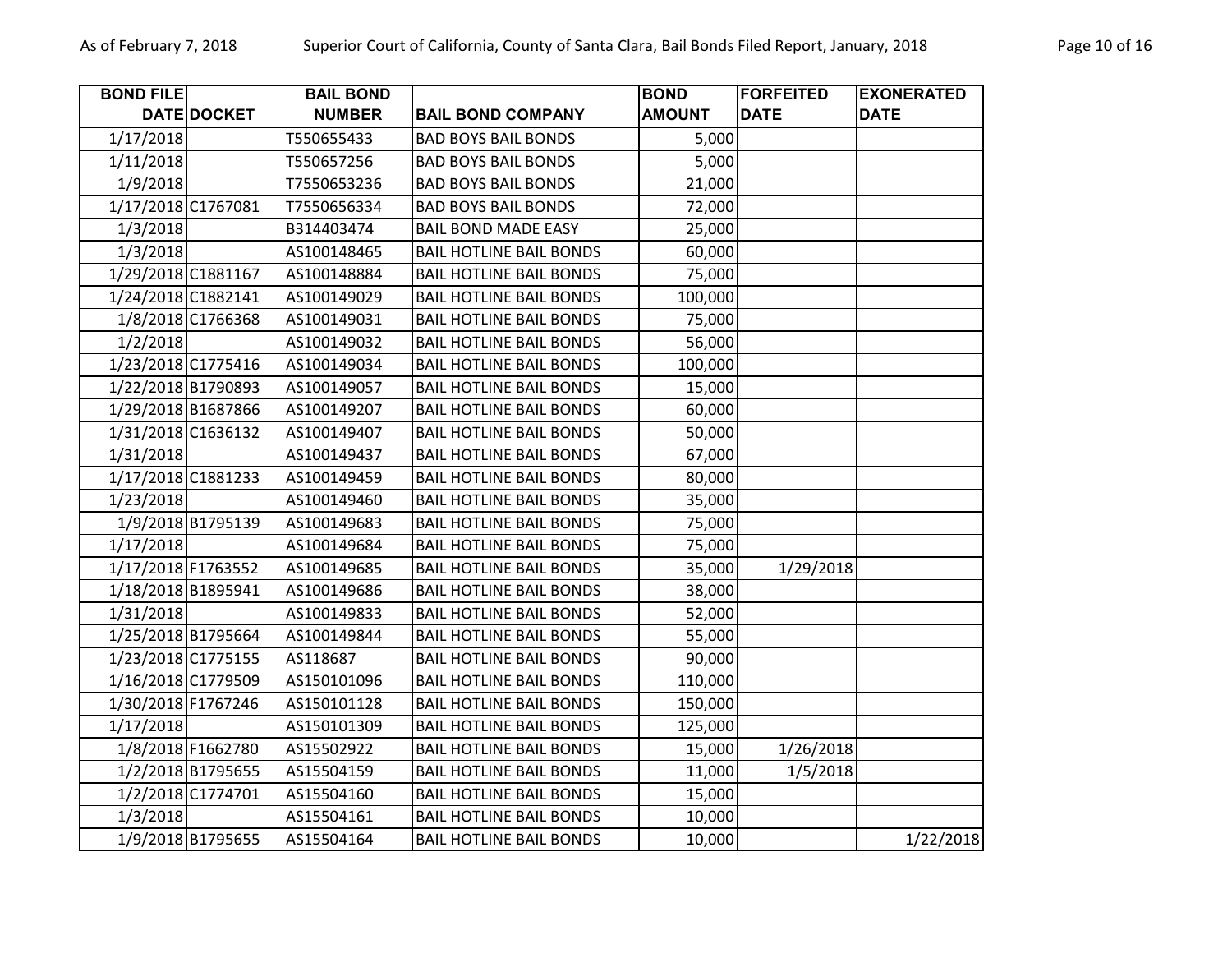| BOND FILE DATE | DOCKET | BAIL BOND NUMBER | BAIL BOND COMPANY | BOND AMOUNT | FORFEITED DATE | EXONERATED DATE |
|---|---|---|---|---|---|---|
| 1/17/2018 | | T550655433 | BAD BOYS BAIL BONDS | 5,000 | | |
| 1/11/2018 | | T550657256 | BAD BOYS BAIL BONDS | 5,000 | | |
| 1/9/2018 | | T7550653236 | BAD BOYS BAIL BONDS | 21,000 | | |
| 1/17/2018 | C1767081 | T7550656334 | BAD BOYS BAIL BONDS | 72,000 | | |
| 1/3/2018 | | B314403474 | BAIL BOND MADE EASY | 25,000 | | |
| 1/3/2018 | | AS100148465 | BAIL HOTLINE BAIL BONDS | 60,000 | | |
| 1/29/2018 | C1881167 | AS100148884 | BAIL HOTLINE BAIL BONDS | 75,000 | | |
| 1/24/2018 | C1882141 | AS100149029 | BAIL HOTLINE BAIL BONDS | 100,000 | | |
| 1/8/2018 | C1766368 | AS100149031 | BAIL HOTLINE BAIL BONDS | 75,000 | | |
| 1/2/2018 | | AS100149032 | BAIL HOTLINE BAIL BONDS | 56,000 | | |
| 1/23/2018 | C1775416 | AS100149034 | BAIL HOTLINE BAIL BONDS | 100,000 | | |
| 1/22/2018 | B1790893 | AS100149057 | BAIL HOTLINE BAIL BONDS | 15,000 | | |
| 1/29/2018 | B1687866 | AS100149207 | BAIL HOTLINE BAIL BONDS | 60,000 | | |
| 1/31/2018 | C1636132 | AS100149407 | BAIL HOTLINE BAIL BONDS | 50,000 | | |
| 1/31/2018 | | AS100149437 | BAIL HOTLINE BAIL BONDS | 67,000 | | |
| 1/17/2018 | C1881233 | AS100149459 | BAIL HOTLINE BAIL BONDS | 80,000 | | |
| 1/23/2018 | | AS100149460 | BAIL HOTLINE BAIL BONDS | 35,000 | | |
| 1/9/2018 | B1795139 | AS100149683 | BAIL HOTLINE BAIL BONDS | 75,000 | | |
| 1/17/2018 | | AS100149684 | BAIL HOTLINE BAIL BONDS | 75,000 | | |
| 1/17/2018 | F1763552 | AS100149685 | BAIL HOTLINE BAIL BONDS | 35,000 | 1/29/2018 | |
| 1/18/2018 | B1895941 | AS100149686 | BAIL HOTLINE BAIL BONDS | 38,000 | | |
| 1/31/2018 | | AS100149833 | BAIL HOTLINE BAIL BONDS | 52,000 | | |
| 1/25/2018 | B1795664 | AS100149844 | BAIL HOTLINE BAIL BONDS | 55,000 | | |
| 1/23/2018 | C1775155 | AS118687 | BAIL HOTLINE BAIL BONDS | 90,000 | | |
| 1/16/2018 | C1779509 | AS150101096 | BAIL HOTLINE BAIL BONDS | 110,000 | | |
| 1/30/2018 | F1767246 | AS150101128 | BAIL HOTLINE BAIL BONDS | 150,000 | | |
| 1/17/2018 | | AS150101309 | BAIL HOTLINE BAIL BONDS | 125,000 | | |
| 1/8/2018 | F1662780 | AS15502922 | BAIL HOTLINE BAIL BONDS | 15,000 | 1/26/2018 | |
| 1/2/2018 | B1795655 | AS15504159 | BAIL HOTLINE BAIL BONDS | 11,000 | 1/5/2018 | |
| 1/2/2018 | C1774701 | AS15504160 | BAIL HOTLINE BAIL BONDS | 15,000 | | |
| 1/3/2018 | | AS15504161 | BAIL HOTLINE BAIL BONDS | 10,000 | | |
| 1/9/2018 | B1795655 | AS15504164 | BAIL HOTLINE BAIL BONDS | 10,000 | | 1/22/2018 |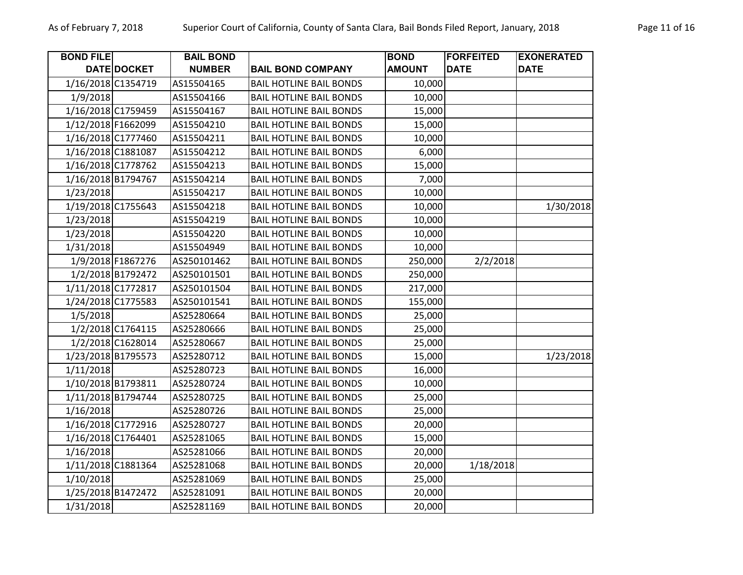| BOND FILE DATE | DOCKET | BAIL BOND NUMBER | BAIL BOND COMPANY | BOND AMOUNT | FORFEITED DATE | EXONERATED DATE |
|---|---|---|---|---|---|---|
| 1/16/2018 | C1354719 | AS15504165 | BAIL HOTLINE BAIL BONDS | 10,000 | | |
| 1/9/2018 | | AS15504166 | BAIL HOTLINE BAIL BONDS | 10,000 | | |
| 1/16/2018 | C1759459 | AS15504167 | BAIL HOTLINE BAIL BONDS | 15,000 | | |
| 1/12/2018 | F1662099 | AS15504210 | BAIL HOTLINE BAIL BONDS | 15,000 | | |
| 1/16/2018 | C1777460 | AS15504211 | BAIL HOTLINE BAIL BONDS | 10,000 | | |
| 1/16/2018 | C1881087 | AS15504212 | BAIL HOTLINE BAIL BONDS | 6,000 | | |
| 1/16/2018 | C1778762 | AS15504213 | BAIL HOTLINE BAIL BONDS | 15,000 | | |
| 1/16/2018 | B1794767 | AS15504214 | BAIL HOTLINE BAIL BONDS | 7,000 | | |
| 1/23/2018 | | AS15504217 | BAIL HOTLINE BAIL BONDS | 10,000 | | |
| 1/19/2018 | C1755643 | AS15504218 | BAIL HOTLINE BAIL BONDS | 10,000 | | 1/30/2018 |
| 1/23/2018 | | AS15504219 | BAIL HOTLINE BAIL BONDS | 10,000 | | |
| 1/23/2018 | | AS15504220 | BAIL HOTLINE BAIL BONDS | 10,000 | | |
| 1/31/2018 | | AS15504949 | BAIL HOTLINE BAIL BONDS | 10,000 | | |
| 1/9/2018 | F1867276 | AS250101462 | BAIL HOTLINE BAIL BONDS | 250,000 | 2/2/2018 | |
| 1/2/2018 | B1792472 | AS250101501 | BAIL HOTLINE BAIL BONDS | 250,000 | | |
| 1/11/2018 | C1772817 | AS250101504 | BAIL HOTLINE BAIL BONDS | 217,000 | | |
| 1/24/2018 | C1775583 | AS250101541 | BAIL HOTLINE BAIL BONDS | 155,000 | | |
| 1/5/2018 | | AS25280664 | BAIL HOTLINE BAIL BONDS | 25,000 | | |
| 1/2/2018 | C1764115 | AS25280666 | BAIL HOTLINE BAIL BONDS | 25,000 | | |
| 1/2/2018 | C1628014 | AS25280667 | BAIL HOTLINE BAIL BONDS | 25,000 | | |
| 1/23/2018 | B1795573 | AS25280712 | BAIL HOTLINE BAIL BONDS | 15,000 | | 1/23/2018 |
| 1/11/2018 | | AS25280723 | BAIL HOTLINE BAIL BONDS | 16,000 | | |
| 1/10/2018 | B1793811 | AS25280724 | BAIL HOTLINE BAIL BONDS | 10,000 | | |
| 1/11/2018 | B1794744 | AS25280725 | BAIL HOTLINE BAIL BONDS | 25,000 | | |
| 1/16/2018 | | AS25280726 | BAIL HOTLINE BAIL BONDS | 25,000 | | |
| 1/16/2018 | C1772916 | AS25280727 | BAIL HOTLINE BAIL BONDS | 20,000 | | |
| 1/16/2018 | C1764401 | AS25281065 | BAIL HOTLINE BAIL BONDS | 15,000 | | |
| 1/16/2018 | | AS25281066 | BAIL HOTLINE BAIL BONDS | 20,000 | | |
| 1/11/2018 | C1881364 | AS25281068 | BAIL HOTLINE BAIL BONDS | 20,000 | 1/18/2018 | |
| 1/10/2018 | | AS25281069 | BAIL HOTLINE BAIL BONDS | 25,000 | | |
| 1/25/2018 | B1472472 | AS25281091 | BAIL HOTLINE BAIL BONDS | 20,000 | | |
| 1/31/2018 | | AS25281169 | BAIL HOTLINE BAIL BONDS | 20,000 | | |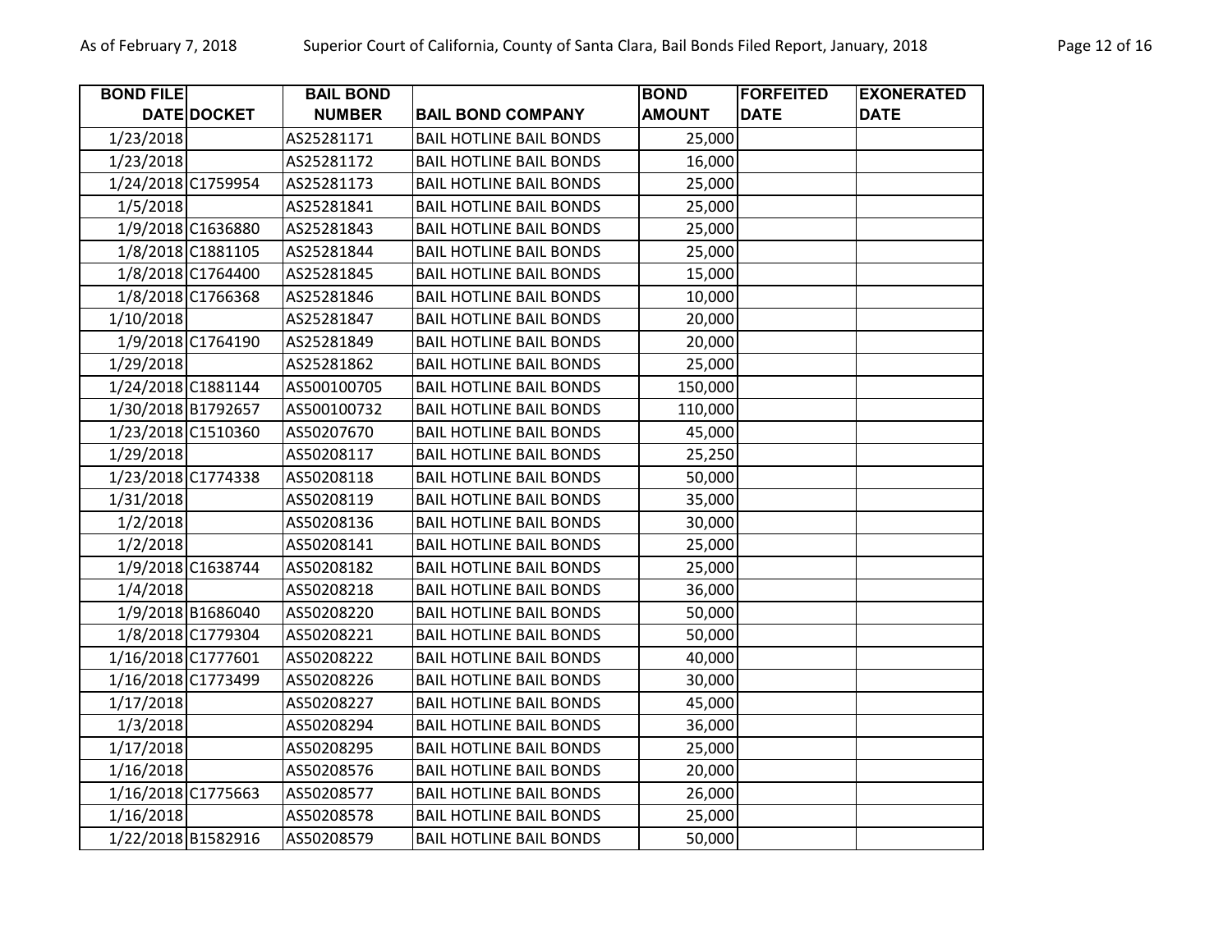| BOND FILE DATE | DOCKET | BAIL BOND NUMBER | BAIL BOND COMPANY | BOND AMOUNT | FORFEITED DATE | EXONERATED DATE |
|---|---|---|---|---|---|---|
| 1/23/2018 | | AS25281171 | BAIL HOTLINE BAIL BONDS | 25,000 | | |
| 1/23/2018 | | AS25281172 | BAIL HOTLINE BAIL BONDS | 16,000 | | |
| 1/24/2018 | C1759954 | AS25281173 | BAIL HOTLINE BAIL BONDS | 25,000 | | |
| 1/5/2018 | | AS25281841 | BAIL HOTLINE BAIL BONDS | 25,000 | | |
| 1/9/2018 | C1636880 | AS25281843 | BAIL HOTLINE BAIL BONDS | 25,000 | | |
| 1/8/2018 | C1881105 | AS25281844 | BAIL HOTLINE BAIL BONDS | 25,000 | | |
| 1/8/2018 | C1764400 | AS25281845 | BAIL HOTLINE BAIL BONDS | 15,000 | | |
| 1/8/2018 | C1766368 | AS25281846 | BAIL HOTLINE BAIL BONDS | 10,000 | | |
| 1/10/2018 | | AS25281847 | BAIL HOTLINE BAIL BONDS | 20,000 | | |
| 1/9/2018 | C1764190 | AS25281849 | BAIL HOTLINE BAIL BONDS | 20,000 | | |
| 1/29/2018 | | AS25281862 | BAIL HOTLINE BAIL BONDS | 25,000 | | |
| 1/24/2018 | C1881144 | AS500100705 | BAIL HOTLINE BAIL BONDS | 150,000 | | |
| 1/30/2018 | B1792657 | AS500100732 | BAIL HOTLINE BAIL BONDS | 110,000 | | |
| 1/23/2018 | C1510360 | AS50207670 | BAIL HOTLINE BAIL BONDS | 45,000 | | |
| 1/29/2018 | | AS50208117 | BAIL HOTLINE BAIL BONDS | 25,250 | | |
| 1/23/2018 | C1774338 | AS50208118 | BAIL HOTLINE BAIL BONDS | 50,000 | | |
| 1/31/2018 | | AS50208119 | BAIL HOTLINE BAIL BONDS | 35,000 | | |
| 1/2/2018 | | AS50208136 | BAIL HOTLINE BAIL BONDS | 30,000 | | |
| 1/2/2018 | | AS50208141 | BAIL HOTLINE BAIL BONDS | 25,000 | | |
| 1/9/2018 | C1638744 | AS50208182 | BAIL HOTLINE BAIL BONDS | 25,000 | | |
| 1/4/2018 | | AS50208218 | BAIL HOTLINE BAIL BONDS | 36,000 | | |
| 1/9/2018 | B1686040 | AS50208220 | BAIL HOTLINE BAIL BONDS | 50,000 | | |
| 1/8/2018 | C1779304 | AS50208221 | BAIL HOTLINE BAIL BONDS | 50,000 | | |
| 1/16/2018 | C1777601 | AS50208222 | BAIL HOTLINE BAIL BONDS | 40,000 | | |
| 1/16/2018 | C1773499 | AS50208226 | BAIL HOTLINE BAIL BONDS | 30,000 | | |
| 1/17/2018 | | AS50208227 | BAIL HOTLINE BAIL BONDS | 45,000 | | |
| 1/3/2018 | | AS50208294 | BAIL HOTLINE BAIL BONDS | 36,000 | | |
| 1/17/2018 | | AS50208295 | BAIL HOTLINE BAIL BONDS | 25,000 | | |
| 1/16/2018 | | AS50208576 | BAIL HOTLINE BAIL BONDS | 20,000 | | |
| 1/16/2018 | C1775663 | AS50208577 | BAIL HOTLINE BAIL BONDS | 26,000 | | |
| 1/16/2018 | | AS50208578 | BAIL HOTLINE BAIL BONDS | 25,000 | | |
| 1/22/2018 | B1582916 | AS50208579 | BAIL HOTLINE BAIL BONDS | 50,000 | | |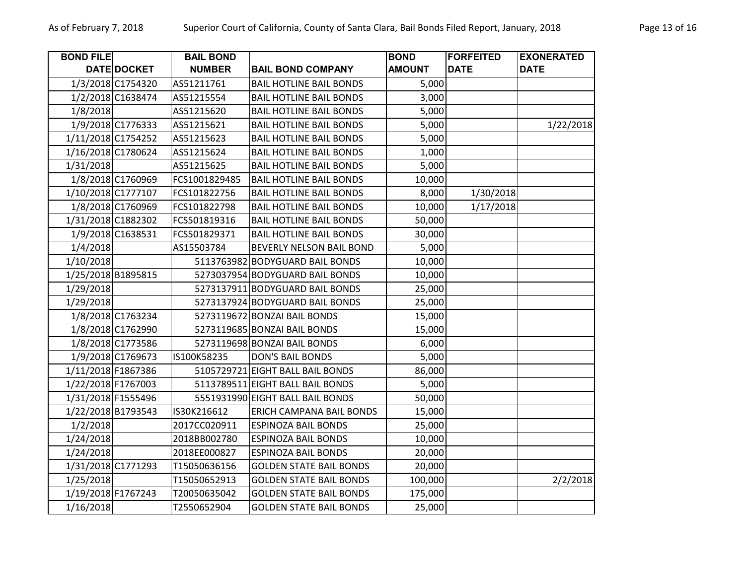| BOND FILE DATE | DOCKET | BAIL BOND NUMBER | BAIL BOND COMPANY | BOND AMOUNT | FORFEITED DATE | EXONERATED DATE |
|---|---|---|---|---|---|---|
| 1/3/2018 | C1754320 | AS51211761 | BAIL HOTLINE BAIL BONDS | 5,000 | | |
| 1/2/2018 | C1638474 | AS51215554 | BAIL HOTLINE BAIL BONDS | 3,000 | | |
| 1/8/2018 | | AS51215620 | BAIL HOTLINE BAIL BONDS | 5,000 | | |
| 1/9/2018 | C1776333 | AS51215621 | BAIL HOTLINE BAIL BONDS | 5,000 | | 1/22/2018 |
| 1/11/2018 | C1754252 | AS51215623 | BAIL HOTLINE BAIL BONDS | 5,000 | | |
| 1/16/2018 | C1780624 | AS51215624 | BAIL HOTLINE BAIL BONDS | 1,000 | | |
| 1/31/2018 | | AS51215625 | BAIL HOTLINE BAIL BONDS | 5,000 | | |
| 1/8/2018 | C1760969 | FCS1001829485 | BAIL HOTLINE BAIL BONDS | 10,000 | | |
| 1/10/2018 | C1777107 | FCS101822756 | BAIL HOTLINE BAIL BONDS | 8,000 | 1/30/2018 | |
| 1/8/2018 | C1760969 | FCS101822798 | BAIL HOTLINE BAIL BONDS | 10,000 | 1/17/2018 | |
| 1/31/2018 | C1882302 | FCS501819316 | BAIL HOTLINE BAIL BONDS | 50,000 | | |
| 1/9/2018 | C1638531 | FCS501829371 | BAIL HOTLINE BAIL BONDS | 30,000 | | |
| 1/4/2018 | | AS15503784 | BEVERLY NELSON BAIL BOND | 5,000 | | |
| 1/10/2018 | | 5113763982 | BODYGUARD BAIL BONDS | 10,000 | | |
| 1/25/2018 | B1895815 | 5273037954 | BODYGUARD BAIL BONDS | 10,000 | | |
| 1/29/2018 | | 5273137911 | BODYGUARD BAIL BONDS | 25,000 | | |
| 1/29/2018 | | 5273137924 | BODYGUARD BAIL BONDS | 25,000 | | |
| 1/8/2018 | C1763234 | 5273119672 | BONZAI BAIL BONDS | 15,000 | | |
| 1/8/2018 | C1762990 | 5273119685 | BONZAI BAIL BONDS | 15,000 | | |
| 1/8/2018 | C1773586 | 5273119698 | BONZAI BAIL BONDS | 6,000 | | |
| 1/9/2018 | C1769673 | IS100K58235 | DON'S BAIL BONDS | 5,000 | | |
| 1/11/2018 | F1867386 | 5105729721 | EIGHT BALL BAIL BONDS | 86,000 | | |
| 1/22/2018 | F1767003 | 5113789511 | EIGHT BALL BAIL BONDS | 5,000 | | |
| 1/31/2018 | F1555496 | 5551931990 | EIGHT BALL BAIL BONDS | 50,000 | | |
| 1/22/2018 | B1793543 | IS30K216612 | ERICH CAMPANA BAIL BONDS | 15,000 | | |
| 1/2/2018 | | 2017CC020911 | ESPINOZA BAIL BONDS | 25,000 | | |
| 1/24/2018 | | 2018BB002780 | ESPINOZA BAIL BONDS | 10,000 | | |
| 1/24/2018 | | 2018EE000827 | ESPINOZA BAIL BONDS | 20,000 | | |
| 1/31/2018 | C1771293 | T15050636156 | GOLDEN STATE BAIL BONDS | 20,000 | | |
| 1/25/2018 | | T15050652913 | GOLDEN STATE BAIL BONDS | 100,000 | | 2/2/2018 |
| 1/19/2018 | F1767243 | T20050635042 | GOLDEN STATE BAIL BONDS | 175,000 | | |
| 1/16/2018 | | T2550652904 | GOLDEN STATE BAIL BONDS | 25,000 | | |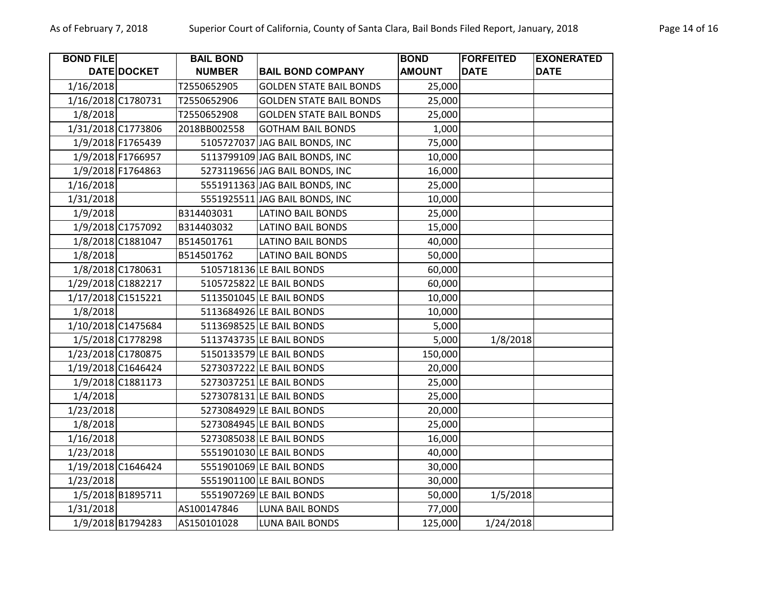| BOND FILE DATE | DOCKET | BAIL BOND NUMBER | BAIL BOND COMPANY | BOND AMOUNT | FORFEITED DATE | EXONERATED DATE |
|---|---|---|---|---|---|---|
| 1/16/2018 | | T2550652905 | GOLDEN STATE BAIL BONDS | 25,000 | | |
| 1/16/2018 | C1780731 | T2550652906 | GOLDEN STATE BAIL BONDS | 25,000 | | |
| 1/8/2018 | | T2550652908 | GOLDEN STATE BAIL BONDS | 25,000 | | |
| 1/31/2018 | C1773806 | 2018BB002558 | GOTHAM BAIL BONDS | 1,000 | | |
| 1/9/2018 | F1765439 | 5105727037 | JAG BAIL BONDS, INC | 75,000 | | |
| 1/9/2018 | F1766957 | 5113799109 | JAG BAIL BONDS, INC | 10,000 | | |
| 1/9/2018 | F1764863 | 5273119656 | JAG BAIL BONDS, INC | 16,000 | | |
| 1/16/2018 | | 5551911363 | JAG BAIL BONDS, INC | 25,000 | | |
| 1/31/2018 | | 5551925511 | JAG BAIL BONDS, INC | 10,000 | | |
| 1/9/2018 | | B314403031 | LATINO BAIL BONDS | 25,000 | | |
| 1/9/2018 | C1757092 | B314403032 | LATINO BAIL BONDS | 15,000 | | |
| 1/8/2018 | C1881047 | B514501761 | LATINO BAIL BONDS | 40,000 | | |
| 1/8/2018 | | B514501762 | LATINO BAIL BONDS | 50,000 | | |
| 1/8/2018 | C1780631 | 5105718136 | LE BAIL BONDS | 60,000 | | |
| 1/29/2018 | C1882217 | 5105725822 | LE BAIL BONDS | 60,000 | | |
| 1/17/2018 | C1515221 | 5113501045 | LE BAIL BONDS | 10,000 | | |
| 1/8/2018 | | 5113684926 | LE BAIL BONDS | 10,000 | | |
| 1/10/2018 | C1475684 | 5113698525 | LE BAIL BONDS | 5,000 | | |
| 1/5/2018 | C1778298 | 5113743735 | LE BAIL BONDS | 5,000 | 1/8/2018 | |
| 1/23/2018 | C1780875 | 5150133579 | LE BAIL BONDS | 150,000 | | |
| 1/19/2018 | C1646424 | 5273037222 | LE BAIL BONDS | 20,000 | | |
| 1/9/2018 | C1881173 | 5273037251 | LE BAIL BONDS | 25,000 | | |
| 1/4/2018 | | 5273078131 | LE BAIL BONDS | 25,000 | | |
| 1/23/2018 | | 5273084929 | LE BAIL BONDS | 20,000 | | |
| 1/8/2018 | | 5273084945 | LE BAIL BONDS | 25,000 | | |
| 1/16/2018 | | 5273085038 | LE BAIL BONDS | 16,000 | | |
| 1/23/2018 | | 5551901030 | LE BAIL BONDS | 40,000 | | |
| 1/19/2018 | C1646424 | 5551901069 | LE BAIL BONDS | 30,000 | | |
| 1/23/2018 | | 5551901100 | LE BAIL BONDS | 30,000 | | |
| 1/5/2018 | B1895711 | 5551907269 | LE BAIL BONDS | 50,000 | 1/5/2018 | |
| 1/31/2018 | | AS100147846 | LUNA BAIL BONDS | 77,000 | | |
| 1/9/2018 | B1794283 | AS150101028 | LUNA BAIL BONDS | 125,000 | 1/24/2018 | |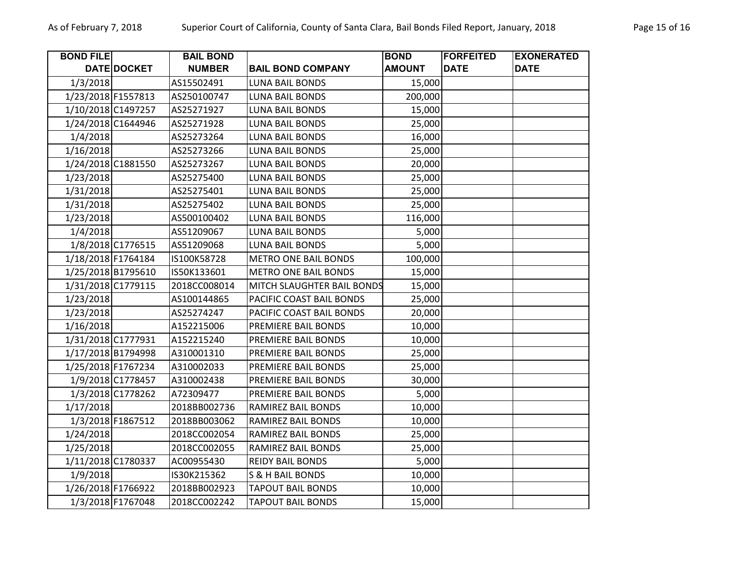| BOND FILE DATE | DOCKET | BAIL BOND NUMBER | BAIL BOND COMPANY | BOND AMOUNT | FORFEITED DATE | EXONERATED DATE |
|---|---|---|---|---|---|---|
| 1/3/2018 | | AS15502491 | LUNA BAIL BONDS | 15,000 | | |
| 1/23/2018 | F1557813 | AS250100747 | LUNA BAIL BONDS | 200,000 | | |
| 1/10/2018 | C1497257 | AS25271927 | LUNA BAIL BONDS | 15,000 | | |
| 1/24/2018 | C1644946 | AS25271928 | LUNA BAIL BONDS | 25,000 | | |
| 1/4/2018 | | AS25273264 | LUNA BAIL BONDS | 16,000 | | |
| 1/16/2018 | | AS25273266 | LUNA BAIL BONDS | 25,000 | | |
| 1/24/2018 | C1881550 | AS25273267 | LUNA BAIL BONDS | 20,000 | | |
| 1/23/2018 | | AS25275400 | LUNA BAIL BONDS | 25,000 | | |
| 1/31/2018 | | AS25275401 | LUNA BAIL BONDS | 25,000 | | |
| 1/31/2018 | | AS25275402 | LUNA BAIL BONDS | 25,000 | | |
| 1/23/2018 | | AS500100402 | LUNA BAIL BONDS | 116,000 | | |
| 1/4/2018 | | AS51209067 | LUNA BAIL BONDS | 5,000 | | |
| 1/8/2018 | C1776515 | AS51209068 | LUNA BAIL BONDS | 5,000 | | |
| 1/18/2018 | F1764184 | IS100K58728 | METRO ONE BAIL BONDS | 100,000 | | |
| 1/25/2018 | B1795610 | IS50K133601 | METRO ONE BAIL BONDS | 15,000 | | |
| 1/31/2018 | C1779115 | 2018CC008014 | MITCH SLAUGHTER BAIL BONDS | 15,000 | | |
| 1/23/2018 | | AS100144865 | PACIFIC COAST BAIL BONDS | 25,000 | | |
| 1/23/2018 | | AS25274247 | PACIFIC COAST BAIL BONDS | 20,000 | | |
| 1/16/2018 | | A152215006 | PREMIERE BAIL BONDS | 10,000 | | |
| 1/31/2018 | C1777931 | A152215240 | PREMIERE BAIL BONDS | 10,000 | | |
| 1/17/2018 | B1794998 | A310001310 | PREMIERE BAIL BONDS | 25,000 | | |
| 1/25/2018 | F1767234 | A310002033 | PREMIERE BAIL BONDS | 25,000 | | |
| 1/9/2018 | C1778457 | A310002438 | PREMIERE BAIL BONDS | 30,000 | | |
| 1/3/2018 | C1778262 | A72309477 | PREMIERE BAIL BONDS | 5,000 | | |
| 1/17/2018 | | 2018BB002736 | RAMIREZ BAIL BONDS | 10,000 | | |
| 1/3/2018 | F1867512 | 2018BB003062 | RAMIREZ BAIL BONDS | 10,000 | | |
| 1/24/2018 | | 2018CC002054 | RAMIREZ BAIL BONDS | 25,000 | | |
| 1/25/2018 | | 2018CC002055 | RAMIREZ BAIL BONDS | 25,000 | | |
| 1/11/2018 | C1780337 | AC00955430 | REIDY BAIL BONDS | 5,000 | | |
| 1/9/2018 | | IS30K215362 | S & H BAIL BONDS | 10,000 | | |
| 1/26/2018 | F1766922 | 2018BB002923 | TAPOUT BAIL BONDS | 10,000 | | |
| 1/3/2018 | F1767048 | 2018CC002242 | TAPOUT BAIL BONDS | 15,000 | | |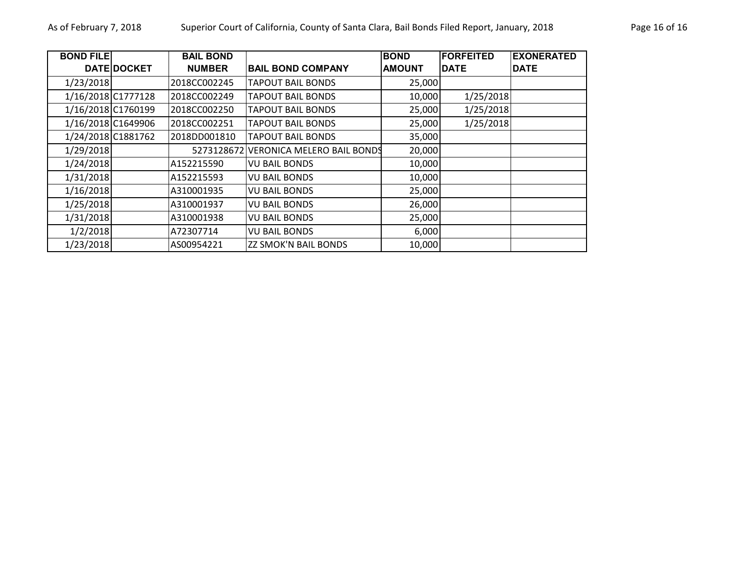| BOND FILE DATE | DOCKET | BAIL BOND NUMBER | BAIL BOND COMPANY | BOND AMOUNT | FORFEITED DATE | EXONERATED DATE |
|---|---|---|---|---|---|---|
| 1/23/2018 | | 2018CC002245 | TAPOUT BAIL BONDS | 25,000 | | |
| 1/16/2018 | C1777128 | 2018CC002249 | TAPOUT BAIL BONDS | 10,000 | 1/25/2018 | |
| 1/16/2018 | C1760199 | 2018CC002250 | TAPOUT BAIL BONDS | 25,000 | 1/25/2018 | |
| 1/16/2018 | C1649906 | 2018CC002251 | TAPOUT BAIL BONDS | 25,000 | 1/25/2018 | |
| 1/24/2018 | C1881762 | 2018DD001810 | TAPOUT BAIL BONDS | 35,000 | | |
| 1/29/2018 | | 5273128672 | VERONICA MELERO BAIL BONDS | 20,000 | | |
| 1/24/2018 | | A152215590 | VU BAIL BONDS | 10,000 | | |
| 1/31/2018 | | A152215593 | VU BAIL BONDS | 10,000 | | |
| 1/16/2018 | | A310001935 | VU BAIL BONDS | 25,000 | | |
| 1/25/2018 | | A310001937 | VU BAIL BONDS | 26,000 | | |
| 1/31/2018 | | A310001938 | VU BAIL BONDS | 25,000 | | |
| 1/2/2018 | | A72307714 | VU BAIL BONDS | 6,000 | | |
| 1/23/2018 | | AS00954221 | ZZ SMOK'N BAIL BONDS | 10,000 | | |